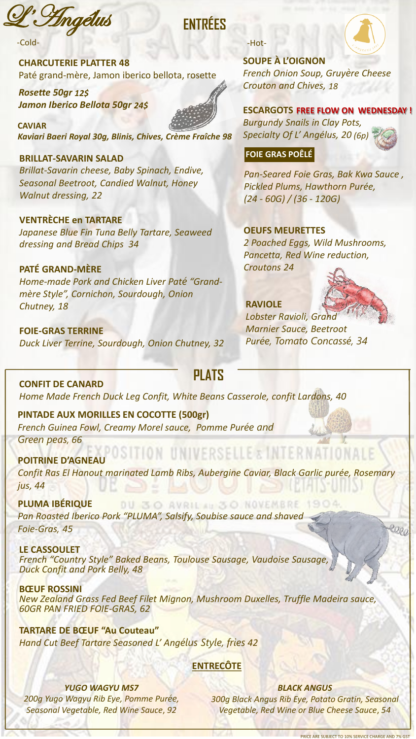# L'Angélus

## ENTRÉES

### -Cold-

**CHARCUTERIE PLATTER 48**
Paté grand-mère, Jamon iberico bellota, rosette

***Rosette 50gr 12$***
***Jamon Iberico Bellota 50gr 24$***

**CAVIAR**
***Kaviari Baeri Royal 30g, Blinis, Chives, Crème Fraîche 98***

**BRILLAT-SAVARIN SALAD**
*Brillat-Savarin cheese, Baby Spinach, Endive, Seasonal Beetroot, Candied Walnut, Honey Walnut dressing, 22*

**VENTRÈCHE en TARTARE**
*Japanese Blue Fin Tuna Belly Tartare, Seaweed dressing and Bread Chips 34*

**PATÉ GRAND-MÈRE**
*Home-made Pork and Chicken Liver Paté "Grand-mère Style", Cornichon, Sourdough, Onion Chutney, 18*

**FOIE-GRAS TERRINE**
*Duck Liver Terrine, Sourdough, Onion Chutney, 32*

### -Hot-

**SOUPE À L'OIGNON**
*French Onion Soup, Gruyère Cheese Crouton and Chives, 18*

**ESCARGOTS FREE FLOW ON WEDNESDAY !**
*Burgundy Snails in Clay Pots, Specialty Of L' Angélus, 20 (6p)*

**FOIE GRAS POÊLÉ**
*Pan-Seared Foie Gras, Bak Kwa Sauce , Pickled Plums, Hawthorn Purée, (24 - 60G) / (36 - 120G)*

**OEUFS MEURETTES**
*2 Poached Eggs, Wild Mushrooms, Pancetta, Red Wine reduction, Croutons 24*

**RAVIOLE**
*Lobster Ravioli, Grand Marnier Sauce, Beetroot Purée, Tomato Concassé, 34*

## PLATS

**CONFIT DE CANARD**
*Home Made French Duck Leg Confit, White Beans Casserole, confit Lardons, 40*

**PINTADE AUX MORILLES EN COCOTTE (500gr)**
*French Guinea Fowl, Creamy Morel sauce, Pomme Purée and Green peas, 66*

**POITRINE D'AGNEAU**
*Confit Ras El Hanout marinated Lamb Ribs, Aubergine Caviar, Black Garlic purée, Rosemary jus, 44*

**PLUMA IBÉRIQUE**
*Pan Roasted Iberico Pork "PLUMA", Salsify, Soubise sauce and shaved Foie-Gras, 45*

**LE CASSOULET**
*French "Country Style" Baked Beans, Toulouse Sausage, Vaudoise Sausage, Duck Confit and Pork Belly, 48*

**BŒUF ROSSINI**
*New Zealand Grass Fed Beef Filet Mignon, Mushroom Duxelles, Truffle Madeira sauce, 60GR PAN FRIED FOIE-GRAS, 62*

**TARTARE DE BŒUF "Au Couteau"**
*Hand Cut Beef Tartare Seasoned L' Angélus Style, fries 42*

### ENTRECÔTE

***YUGO WAGYU MS7***
*200g Yugo Wagyu Rib Eye, Pomme Purée, Seasonal Vegetable, Red Wine Sauce, 92*

***BLACK ANGUS***
*300g Black Angus Rib Eye, Potato Gratin, Seasonal Vegetable, Red Wine or Blue Cheese Sauce, 54*

PRICE ARE SUBJECT TO 10% SERVICE CHARGE AND 7% GST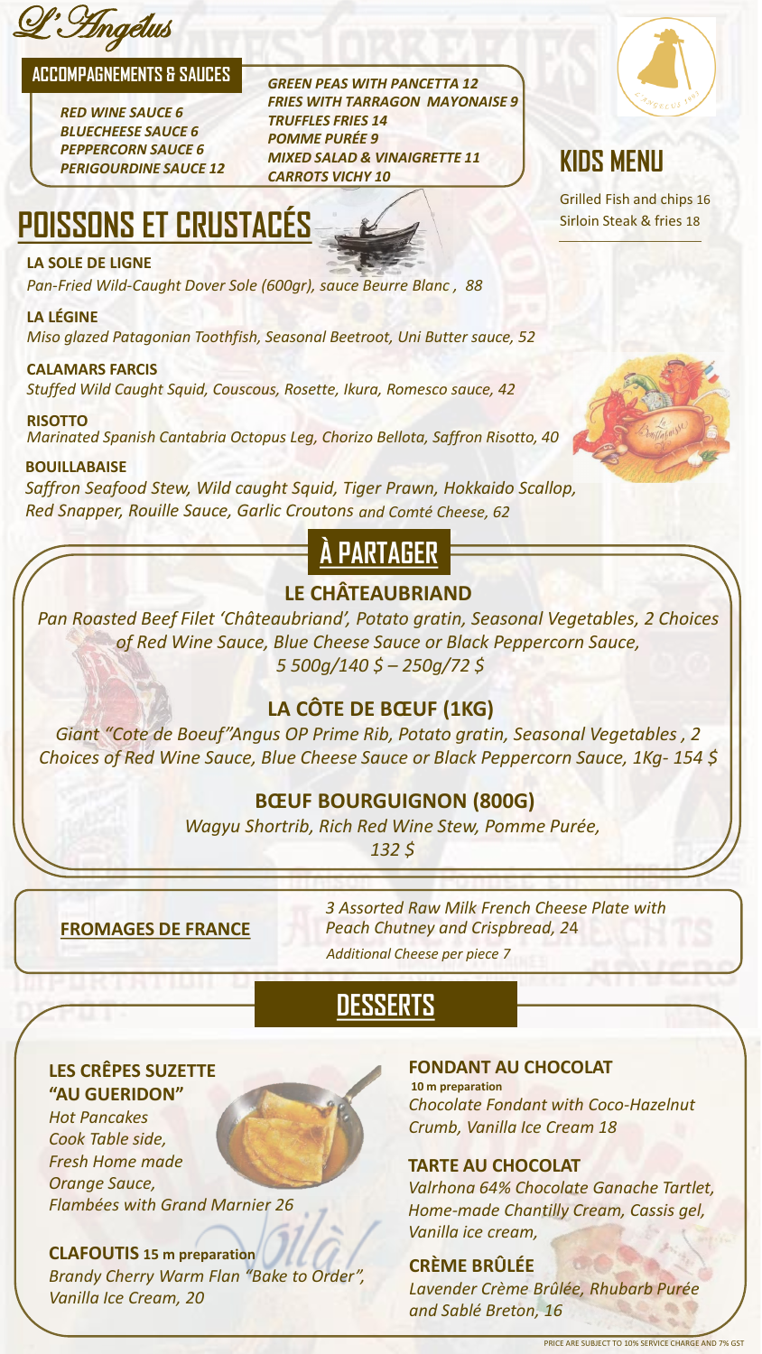# L'Angélus

## ACCOMPAGNEMENTS & SAUCES

*RED WINE SAUCE 6*
*BLUECHEESE SAUCE 6*
*PEPPERCORN SAUCE 6*
*PERIGOURDINE SAUCE 12*

*GREEN PEAS WITH PANCETTA 12*
*FRIES WITH TARRAGON MAYONAISE 9*
*TRUFFLES FRIES 14*
*POMME PURÉE 9*
*MIXED SALAD & VINAIGRETTE 11*
*CARROTS VICHY 10*

## KIDS MENU

Grilled Fish and chips 16
Sirloin Steak & fries 18

## POISSONS ET CRUSTACÉS

**LA SOLE DE LIGNE**
*Pan-Fried Wild-Caught Dover Sole (600gr), sauce Beurre Blanc , 88*

**LA LÉGINE**
*Miso glazed Patagonian Toothfish, Seasonal Beetroot, Uni Butter sauce, 52*

**CALAMARS FARCIS**
*Stuffed Wild Caught Squid, Couscous, Rosette, Ikura, Romesco sauce, 42*

**RISOTTO**
*Marinated Spanish Cantabria Octopus Leg, Chorizo Bellota, Saffron Risotto, 40*

**BOUILLABAISE**
*Saffron Seafood Stew, Wild caught Squid, Tiger Prawn, Hokkaido Scallop, Red Snapper, Rouille Sauce, Garlic Croutons and Comté Cheese, 62*

## À PARTAGER

### LE CHÂTEAUBRIAND

*Pan Roasted Beef Filet 'Châteaubriand', Potato gratin, Seasonal Vegetables, 2 Choices of Red Wine Sauce, Blue Cheese Sauce or Black Peppercorn Sauce,*
*5 500g/140 $ – 250g/72 $*

### LA CÔTE DE BŒUF (1KG)

*Giant "Cote de Boeuf"Angus OP Prime Rib, Potato gratin, Seasonal Vegetables , 2 Choices of Red Wine Sauce, Blue Cheese Sauce or Black Peppercorn Sauce, 1Kg- 154 $*

### BŒUF BOURGUIGNON (800G)

*Wagyu Shortrib, Rich Red Wine Stew, Pomme Purée,*
*132 $*

**FROMAGES DE FRANCE**

*3 Assorted Raw Milk French Cheese Plate with Peach Chutney and Crispbread, 24*
*Additional Cheese per piece 7*

## DESSERTS

**LES CRÊPES SUZETTE "AU GUERIDON"**
*Hot Pancakes Cook Table side, Fresh Home made Orange Sauce, Flambées with Grand Marnier 26*

**CLAFOUTIS** **15 m preparation**
*Brandy Cherry Warm Flan "Bake to Order", Vanilla Ice Cream, 20*

**FONDANT AU CHOCOLAT**
**10 m preparation**
*Chocolate Fondant with Coco-Hazelnut Crumb, Vanilla Ice Cream 18*

**TARTE AU CHOCOLAT**
*Valrhona 64% Chocolate Ganache Tartlet, Home-made Chantilly Cream, Cassis gel, Vanilla ice cream,*

**CRÈME BRÛLÉE**
*Lavender Crème Brûlée, Rhubarb Purée and Sablé Breton, 16*

PRICE ARE SUBJECT TO 10% SERVICE CHARGE AND 7% GST